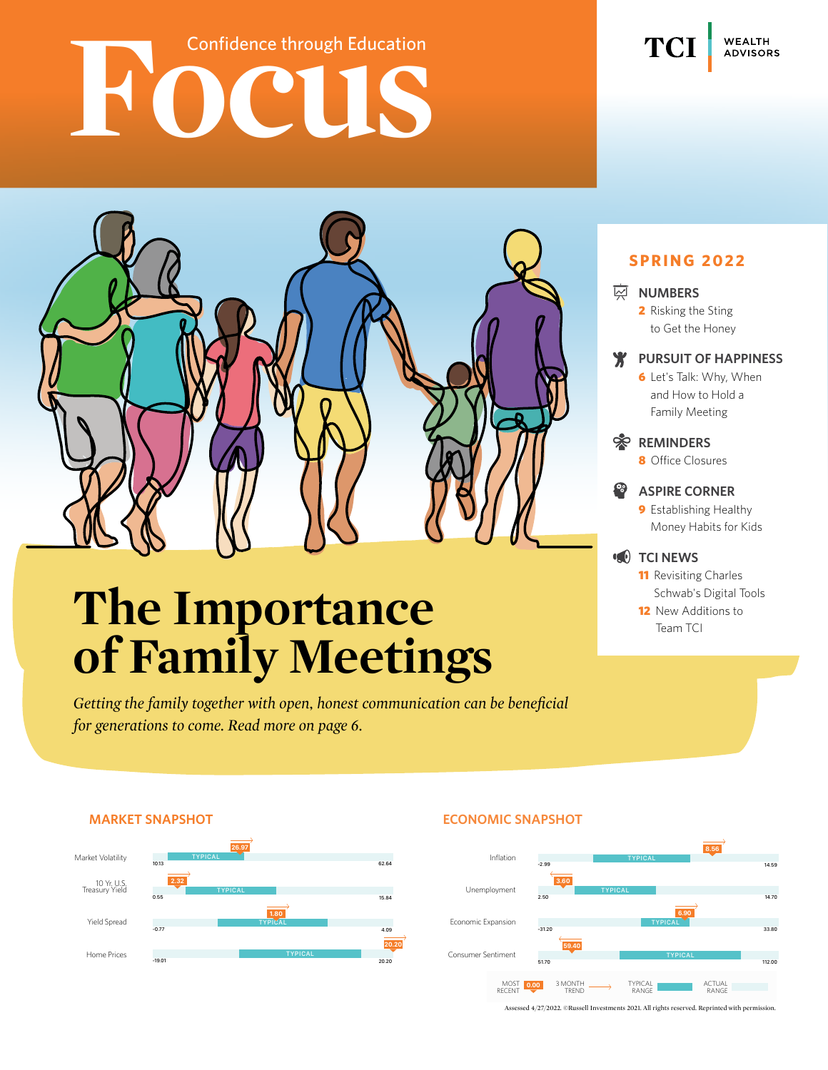Confidence through Education

# Focus

TCI WEALTH ADVISORS

## SPRING 2022

**NUMBERS**
2 Risking the Sting to Get the Honey

**PURSUIT OF HAPPINESS**
6 Let's Talk: Why, When and How to Hold a Family Meeting

**REMINDERS**
8 Office Closures

**ASPIRE CORNER**
9 Establishing Healthy Money Habits for Kids

**TCI NEWS**
11 Revisiting Charles Schwab's Digital Tools
12 New Additions to Team TCI

# The Importance of Family Meetings

*Getting the family together with open, honest communication can be beneficial for generations to come. Read more on page 6.*

### MARKET SNAPSHOT

| Indicator | Most Recent | Actual Range Low | Actual Range High |
|---|---|---|---|
| Market Volatility | 26.97 | 10.13 | 62.64 |
| 10 Yr. U.S. Treasury Yield | 2.32 | 0.55 | 15.84 |
| Yield Spread | 1.80 | -0.77 | 4.09 |
| Home Prices | 20.20 | -19.01 | 20.20 |

### ECONOMIC SNAPSHOT

| Indicator | Most Recent | Actual Range Low | Actual Range High |
|---|---|---|---|
| Inflation | 8.56 | -2.99 | 14.59 |
| Unemployment | 3.60 | 2.50 | 14.70 |
| Economic Expansion | 6.90 | -31.20 | 33.80 |
| Consumer Sentiment | 59.40 | 51.70 | 112.00 |

MOST RECENT 0.00 | 3 MONTH TREND | TYPICAL RANGE | ACTUAL RANGE

Assessed 4/27/2022. ©Russell Investments 2021. All rights reserved. Reprinted with permission.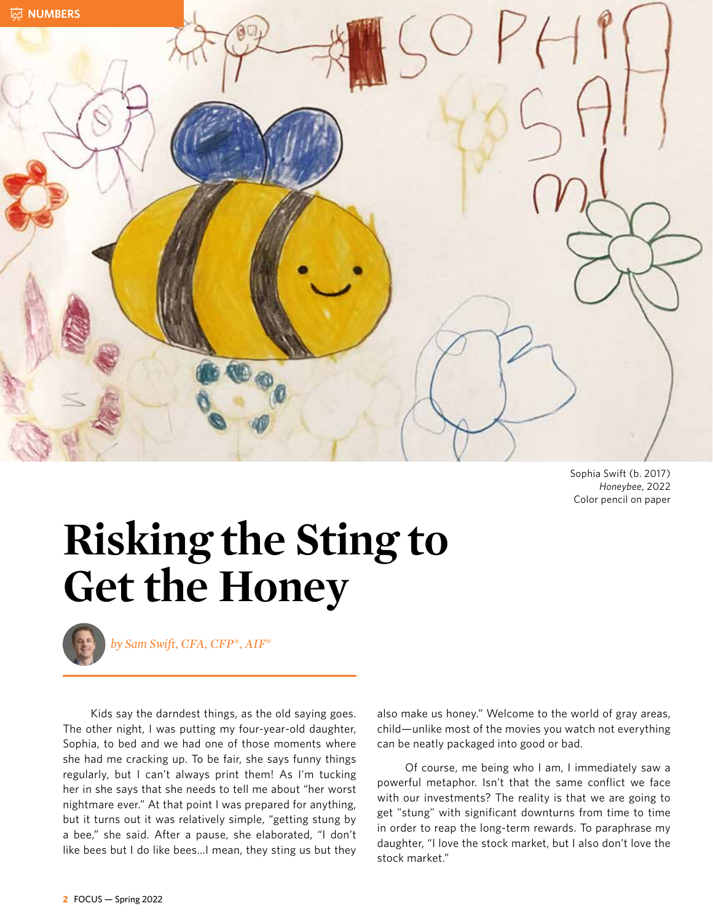NUMBERS

Sophia Swift (b. 2017)
*Honeybee*, 2022
Color pencil on paper

# Risking the Sting to Get the Honey

*by Sam Swift, CFA, CFP®, AIF®*

Kids say the darndest things, as the old saying goes. The other night, I was putting my four-year-old daughter, Sophia, to bed and we had one of those moments where she had me cracking up. To be fair, she says funny things regularly, but I can't always print them! As I'm tucking her in she says that she needs to tell me about "her worst nightmare ever." At that point I was prepared for anything, but it turns out it was relatively simple, "getting stung by a bee," she said. After a pause, she elaborated, "I don't like bees but I do like bees…I mean, they sting us but they also make us honey." Welcome to the world of gray areas, child—unlike most of the movies you watch not everything can be neatly packaged into good or bad.

Of course, me being who I am, I immediately saw a powerful metaphor. Isn't that the same conflict we face with our investments? The reality is that we are going to get "stung" with significant downturns from time to time in order to reap the long-term rewards. To paraphrase my daughter, "I love the stock market, but I also don't love the stock market."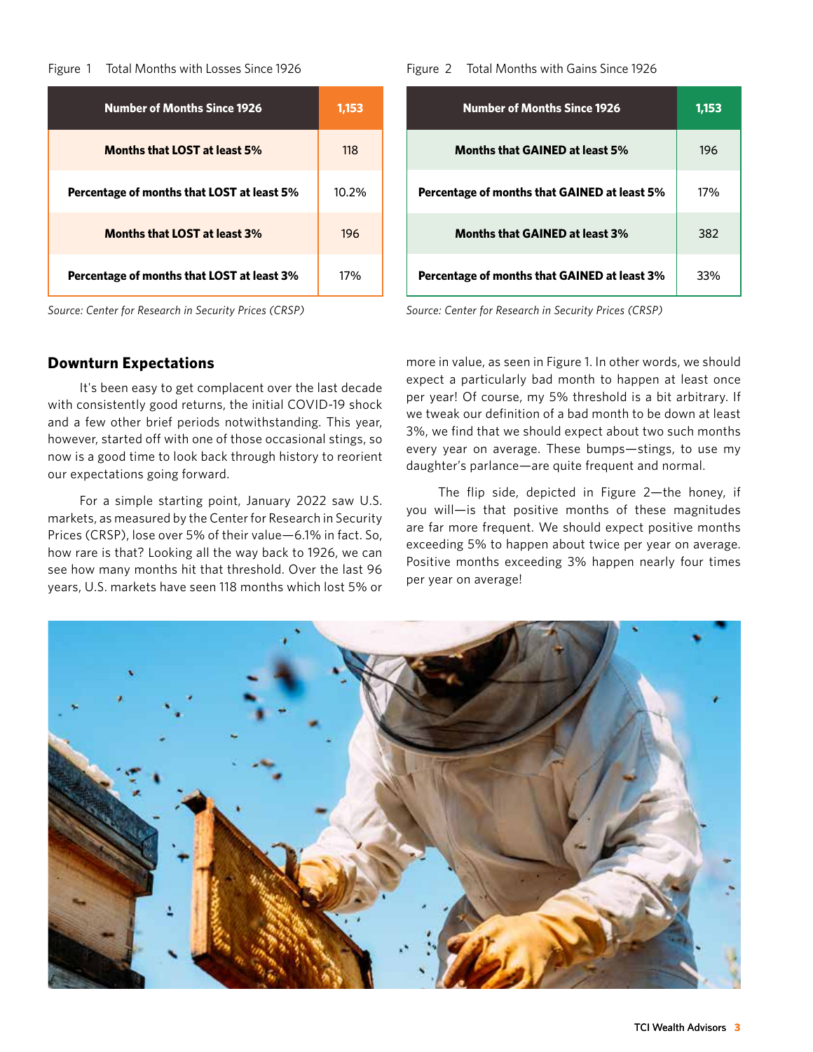Figure 1 Total Months with Losses Since 1926

| Number of Months Since 1926 | 1,153 |
|---|---|
| **Months that LOST at least 5%** | 118 |
| **Percentage of months that LOST at least 5%** | 10.2% |
| **Months that LOST at least 3%** | 196 |
| **Percentage of months that LOST at least 3%** | 17% |

*Source: Center for Research in Security Prices (CRSP)*

Figure 2 Total Months with Gains Since 1926

| Number of Months Since 1926 | 1,153 |
|---|---|
| **Months that GAINED at least 5%** | 196 |
| **Percentage of months that GAINED at least 5%** | 17% |
| **Months that GAINED at least 3%** | 382 |
| **Percentage of months that GAINED at least 3%** | 33% |

*Source: Center for Research in Security Prices (CRSP)*

## Downturn Expectations

It's been easy to get complacent over the last decade with consistently good returns, the initial COVID-19 shock and a few other brief periods notwithstanding. This year, however, started off with one of those occasional stings, so now is a good time to look back through history to reorient our expectations going forward.

For a simple starting point, January 2022 saw U.S. markets, as measured by the Center for Research in Security Prices (CRSP), lose over 5% of their value—6.1% in fact. So, how rare is that? Looking all the way back to 1926, we can see how many months hit that threshold. Over the last 96 years, U.S. markets have seen 118 months which lost 5% or more in value, as seen in Figure 1. In other words, we should expect a particularly bad month to happen at least once per year! Of course, my 5% threshold is a bit arbitrary. If we tweak our definition of a bad month to be down at least 3%, we find that we should expect about two such months every year on average. These bumps—stings, to use my daughter's parlance—are quite frequent and normal.

The flip side, depicted in Figure 2—the honey, if you will—is that positive months of these magnitudes are far more frequent. We should expect positive months exceeding 5% to happen about twice per year on average. Positive months exceeding 3% happen nearly four times per year on average!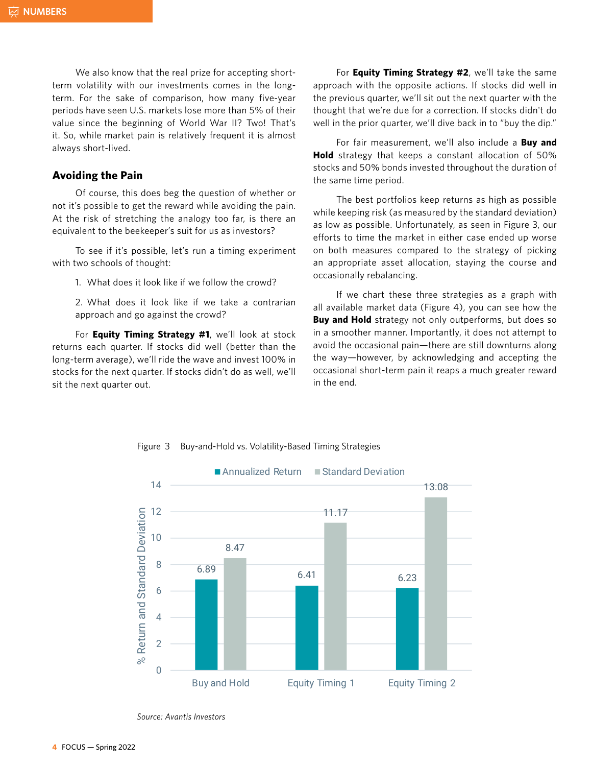We also know that the real prize for accepting short-term volatility with our investments comes in the long-term. For the sake of comparison, how many five-year periods have seen U.S. markets lose more than 5% of their value since the beginning of World War II? Two! That's it. So, while market pain is relatively frequent it is almost always short-lived.

## Avoiding the Pain

Of course, this does beg the question of whether or not it's possible to get the reward while avoiding the pain. At the risk of stretching the analogy too far, is there an equivalent to the beekeeper's suit for us as investors?

To see if it's possible, let's run a timing experiment with two schools of thought:

1. What does it look like if we follow the crowd?
2. What does it look like if we take a contrarian approach and go against the crowd?

For **Equity Timing Strategy #1**, we'll look at stock returns each quarter. If stocks did well (better than the long-term average), we'll ride the wave and invest 100% in stocks for the next quarter. If stocks didn't do as well, we'll sit the next quarter out.

For **Equity Timing Strategy #2**, we'll take the same approach with the opposite actions. If stocks did well in the previous quarter, we'll sit out the next quarter with the thought that we're due for a correction. If stocks didn't do well in the prior quarter, we'll dive back in to "buy the dip."

For fair measurement, we'll also include a **Buy and Hold** strategy that keeps a constant allocation of 50% stocks and 50% bonds invested throughout the duration of the same time period.

The best portfolios keep returns as high as possible while keeping risk (as measured by the standard deviation) as low as possible. Unfortunately, as seen in Figure 3, our efforts to time the market in either case ended up worse on both measures compared to the strategy of picking an appropriate asset allocation, staying the course and occasionally rebalancing.

If we chart these three strategies as a graph with all available market data (Figure 4), you can see how the **Buy and Hold** strategy not only outperforms, but does so in a smoother manner. Importantly, it does not attempt to avoid the occasional pain—there are still downturns along the way—however, by acknowledging and accepting the occasional short-term pain it reaps a much greater reward in the end.

Figure 3 Buy-and-Hold vs. Volatility-Based Timing Strategies

| Strategy | Annualized Return | Standard Deviation |
| --- | --- | --- |
| Buy and Hold | 6.89 | 8.47 |
| Equity Timing 1 | 6.41 | 11.17 |
| Equity Timing 2 | 6.23 | 13.08 |

*Source: Avantis Investors*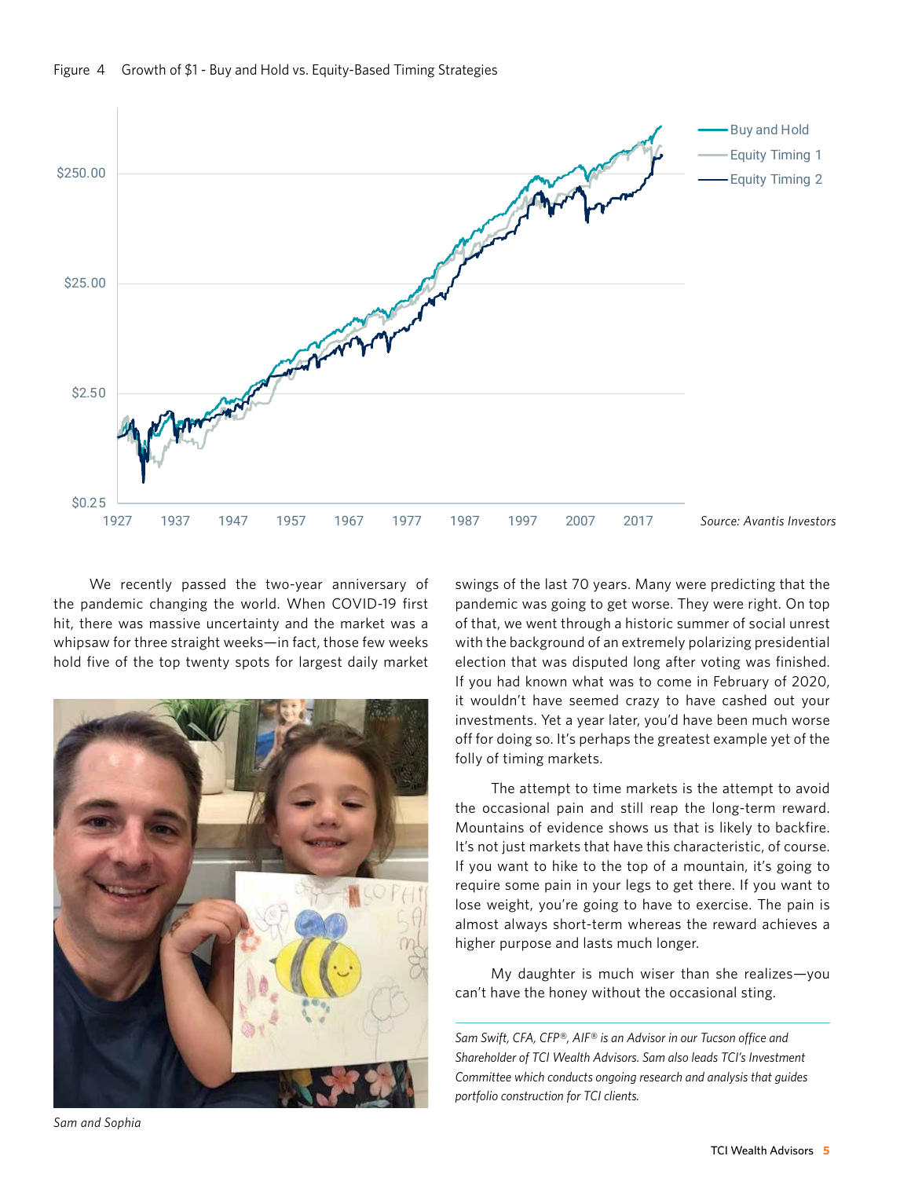Figure 4 Growth of $1 - Buy and Hold vs. Equity-Based Timing Strategies

Source: Avantis Investors

We recently passed the two-year anniversary of the pandemic changing the world. When COVID-19 first hit, there was massive uncertainty and the market was a whipsaw for three straight weeks—in fact, those few weeks hold five of the top twenty spots for largest daily market swings of the last 70 years. Many were predicting that the pandemic was going to get worse. They were right. On top of that, we went through a historic summer of social unrest with the background of an extremely polarizing presidential election that was disputed long after voting was finished. If you had known what was to come in February of 2020, it wouldn't have seemed crazy to have cashed out your investments. Yet a year later, you'd have been much worse off for doing so. It's perhaps the greatest example yet of the folly of timing markets.

The attempt to time markets is the attempt to avoid the occasional pain and still reap the long-term reward. Mountains of evidence shows us that is likely to backfire. It's not just markets that have this characteristic, of course. If you want to hike to the top of a mountain, it's going to require some pain in your legs to get there. If you want to lose weight, you're going to have to exercise. The pain is almost always short-term whereas the reward achieves a higher purpose and lasts much longer.

My daughter is much wiser than she realizes—you can't have the honey without the occasional sting.

*Sam and Sophia*

---

*Sam Swift, CFA, CFP®, AIF® is an Advisor in our Tucson office and Shareholder of TCI Wealth Advisors. Sam also leads TCI's Investment Committee which conducts ongoing research and analysis that guides portfolio construction for TCI clients.*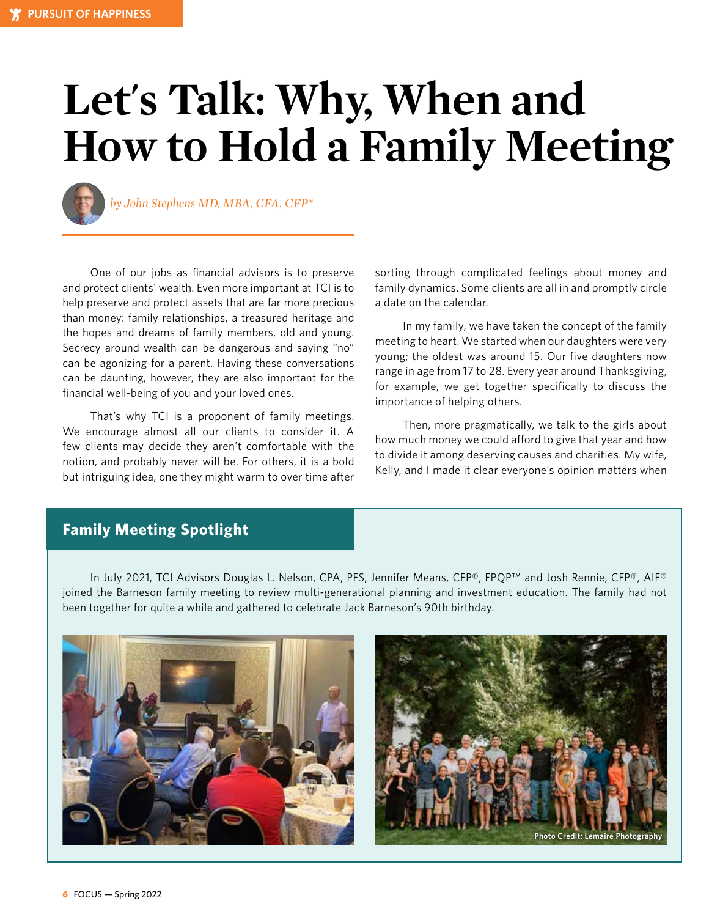# Let's Talk: Why, When and How to Hold a Family Meeting

*by John Stephens MD, MBA, CFA, CFP®*

One of our jobs as financial advisors is to preserve and protect clients' wealth. Even more important at TCI is to help preserve and protect assets that are far more precious than money: family relationships, a treasured heritage and the hopes and dreams of family members, old and young. Secrecy around wealth can be dangerous and saying "no" can be agonizing for a parent. Having these conversations can be daunting, however, they are also important for the financial well-being of you and your loved ones.

That's why TCI is a proponent of family meetings. We encourage almost all our clients to consider it. A few clients may decide they aren't comfortable with the notion, and probably never will be. For others, it is a bold but intriguing idea, one they might warm to over time after sorting through complicated feelings about money and family dynamics. Some clients are all in and promptly circle a date on the calendar.

In my family, we have taken the concept of the family meeting to heart. We started when our daughters were very young; the oldest was around 15. Our five daughters now range in age from 17 to 28. Every year around Thanksgiving, for example, we get together specifically to discuss the importance of helping others.

Then, more pragmatically, we talk to the girls about how much money we could afford to give that year and how to divide it among deserving causes and charities. My wife, Kelly, and I made it clear everyone's opinion matters when

## Family Meeting Spotlight

In July 2021, TCI Advisors Douglas L. Nelson, CPA, PFS, Jennifer Means, CFP®, FPQP™ and Josh Rennie, CFP®, AIF® joined the Barneson family meeting to review multi-generational planning and investment education. The family had not been together for quite a while and gathered to celebrate Jack Barneson's 90th birthday.

Photo Credit: Lemaire Photography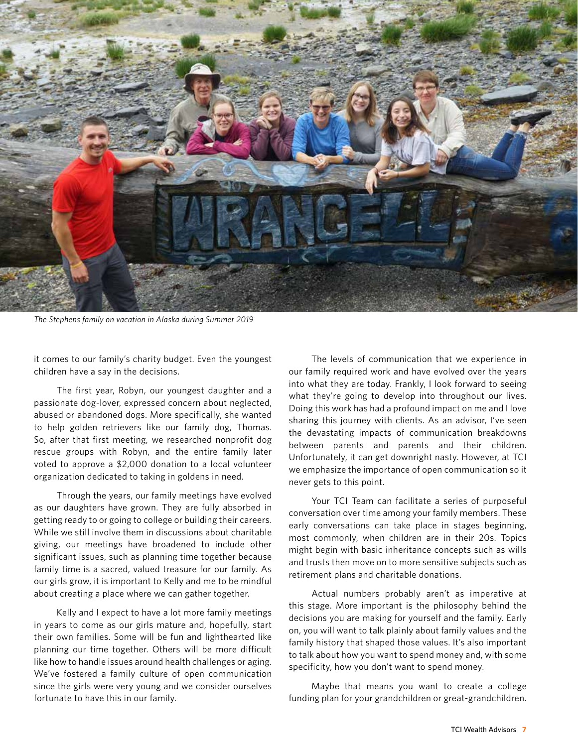*The Stephens family on vacation in Alaska during Summer 2019*

it comes to our family's charity budget. Even the youngest children have a say in the decisions.

The first year, Robyn, our youngest daughter and a passionate dog-lover, expressed concern about neglected, abused or abandoned dogs. More specifically, she wanted to help golden retrievers like our family dog, Thomas. So, after that first meeting, we researched nonprofit dog rescue groups with Robyn, and the entire family later voted to approve a $2,000 donation to a local volunteer organization dedicated to taking in goldens in need.

Through the years, our family meetings have evolved as our daughters have grown. They are fully absorbed in getting ready to or going to college or building their careers. While we still involve them in discussions about charitable giving, our meetings have broadened to include other significant issues, such as planning time together because family time is a sacred, valued treasure for our family. As our girls grow, it is important to Kelly and me to be mindful about creating a place where we can gather together.

Kelly and I expect to have a lot more family meetings in years to come as our girls mature and, hopefully, start their own families. Some will be fun and lighthearted like planning our time together. Others will be more difficult like how to handle issues around health challenges or aging. We've fostered a family culture of open communication since the girls were very young and we consider ourselves fortunate to have this in our family.

The levels of communication that we experience in our family required work and have evolved over the years into what they are today. Frankly, I look forward to seeing what they're going to develop into throughout our lives. Doing this work has had a profound impact on me and I love sharing this journey with clients. As an advisor, I've seen the devastating impacts of communication breakdowns between parents and parents and their children. Unfortunately, it can get downright nasty. However, at TCI we emphasize the importance of open communication so it never gets to this point.

Your TCI Team can facilitate a series of purposeful conversation over time among your family members. These early conversations can take place in stages beginning, most commonly, when children are in their 20s. Topics might begin with basic inheritance concepts such as wills and trusts then move on to more sensitive subjects such as retirement plans and charitable donations.

Actual numbers probably aren't as imperative at this stage. More important is the philosophy behind the decisions you are making for yourself and the family. Early on, you will want to talk plainly about family values and the family history that shaped those values. It's also important to talk about how you want to spend money and, with some specificity, how you don't want to spend money.

Maybe that means you want to create a college funding plan for your grandchildren or great-grandchildren.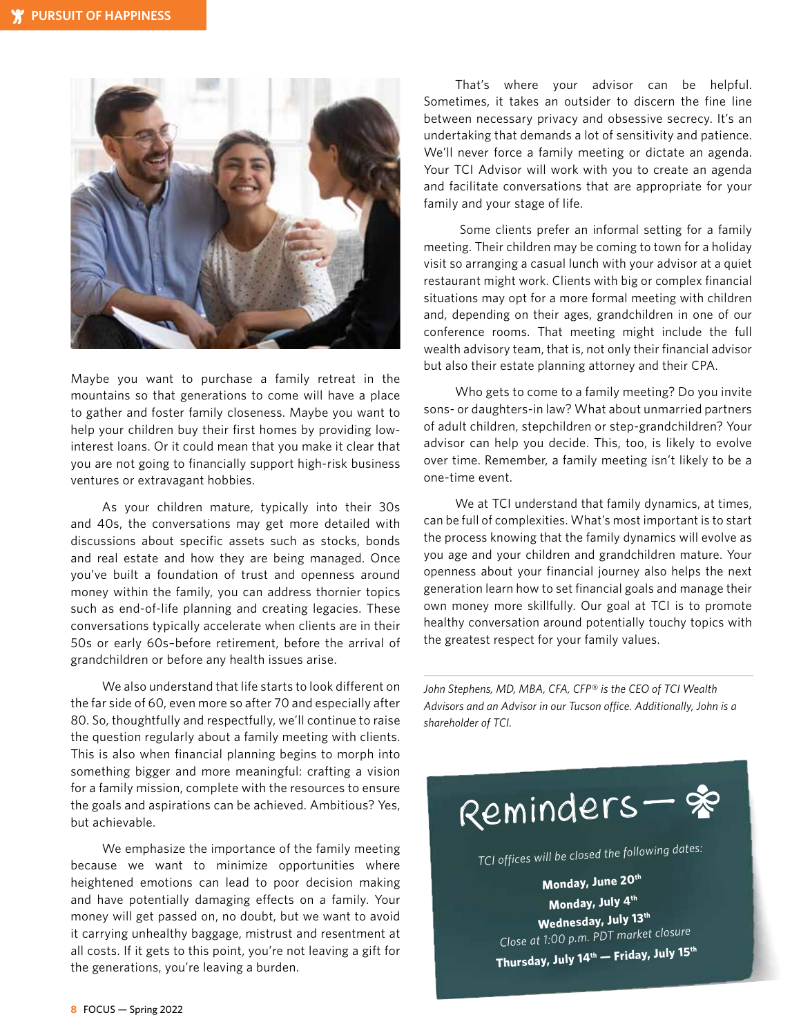Maybe you want to purchase a family retreat in the mountains so that generations to come will have a place to gather and foster family closeness. Maybe you want to help your children buy their first homes by providing low-interest loans. Or it could mean that you make it clear that you are not going to financially support high-risk business ventures or extravagant hobbies.

As your children mature, typically into their 30s and 40s, the conversations may get more detailed with discussions about specific assets such as stocks, bonds and real estate and how they are being managed. Once you've built a foundation of trust and openness around money within the family, you can address thornier topics such as end-of-life planning and creating legacies. These conversations typically accelerate when clients are in their 50s or early 60s–before retirement, before the arrival of grandchildren or before any health issues arise.

We also understand that life starts to look different on the far side of 60, even more so after 70 and especially after 80. So, thoughtfully and respectfully, we'll continue to raise the question regularly about a family meeting with clients. This is also when financial planning begins to morph into something bigger and more meaningful: crafting a vision for a family mission, complete with the resources to ensure the goals and aspirations can be achieved. Ambitious? Yes, but achievable.

We emphasize the importance of the family meeting because we want to minimize opportunities where heightened emotions can lead to poor decision making and have potentially damaging effects on a family. Your money will get passed on, no doubt, but we want to avoid it carrying unhealthy baggage, mistrust and resentment at all costs. If it gets to this point, you're not leaving a gift for the generations, you're leaving a burden.

That's where your advisor can be helpful. Sometimes, it takes an outsider to discern the fine line between necessary privacy and obsessive secrecy. It's an undertaking that demands a lot of sensitivity and patience. We'll never force a family meeting or dictate an agenda. Your TCI Advisor will work with you to create an agenda and facilitate conversations that are appropriate for your family and your stage of life.

Some clients prefer an informal setting for a family meeting. Their children may be coming to town for a holiday visit so arranging a casual lunch with your advisor at a quiet restaurant might work. Clients with big or complex financial situations may opt for a more formal meeting with children and, depending on their ages, grandchildren in one of our conference rooms. That meeting might include the full wealth advisory team, that is, not only their financial advisor but also their estate planning attorney and their CPA.

Who gets to come to a family meeting? Do you invite sons- or daughters-in law? What about unmarried partners of adult children, stepchildren or step-grandchildren? Your advisor can help you decide. This, too, is likely to evolve over time. Remember, a family meeting isn't likely to be a one-time event.

We at TCI understand that family dynamics, at times, can be full of complexities. What's most important is to start the process knowing that the family dynamics will evolve as you age and your children and grandchildren mature. Your openness about your financial journey also helps the next generation learn how to set financial goals and manage their own money more skillfully. Our goal at TCI is to promote healthy conversation around potentially touchy topics with the greatest respect for your family values.

---

*John Stephens, MD, MBA, CFA, CFP® is the CEO of TCI Wealth Advisors and an Advisor in our Tucson office. Additionally, John is a shareholder of TCI.*

## Reminders

*TCI offices will be closed the following dates:*

**Monday, June 20th**

**Monday, July 4th**

**Wednesday, July 13th**

*Close at 1:00 p.m. PDT market closure*

**Thursday, July 14th — Friday, July 15th**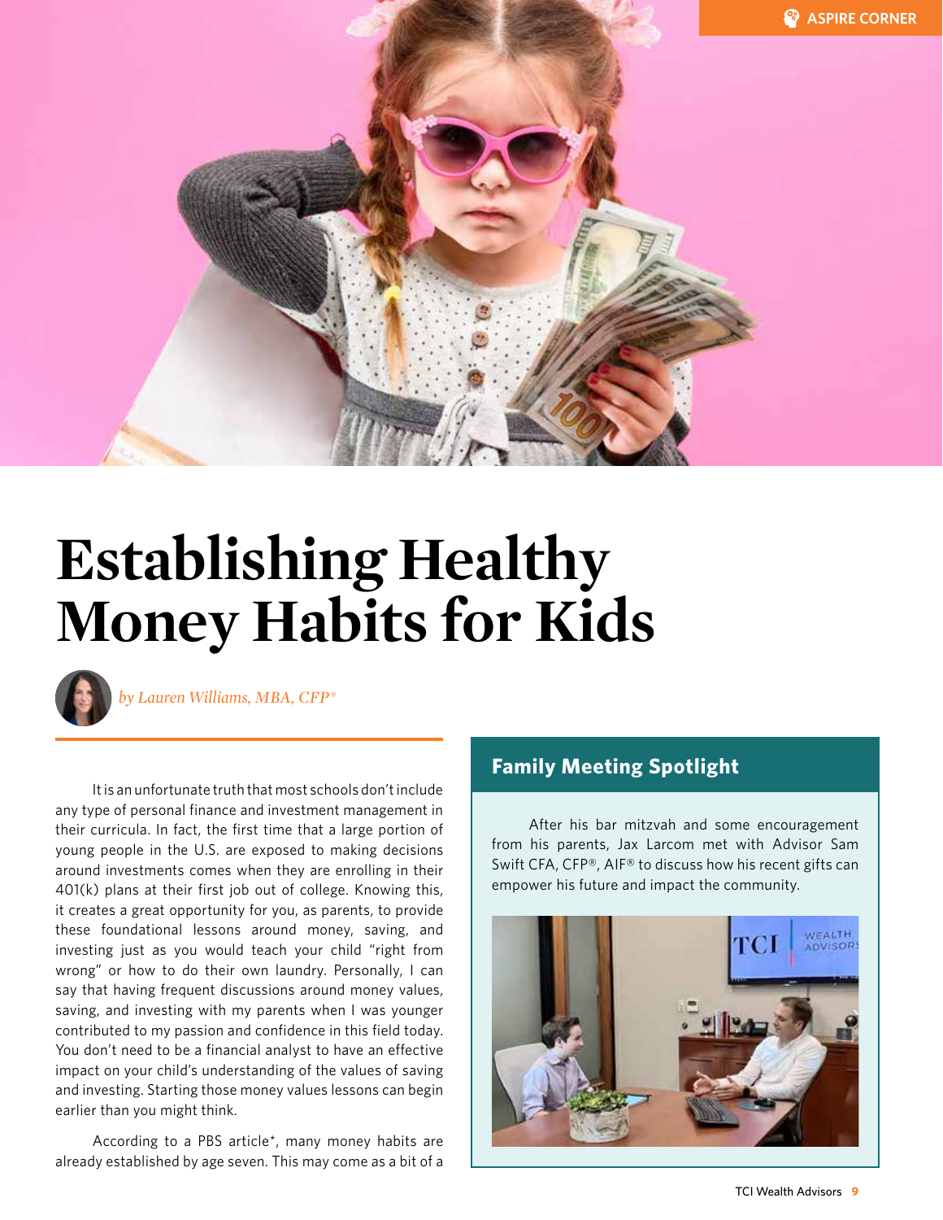ASPIRE CORNER

# Establishing Healthy Money Habits for Kids

*by Lauren Williams, MBA, CFP®*

It is an unfortunate truth that most schools don't include any type of personal finance and investment management in their curricula. In fact, the first time that a large portion of young people in the U.S. are exposed to making decisions around investments comes when they are enrolling in their 401(k) plans at their first job out of college. Knowing this, it creates a great opportunity for you, as parents, to provide these foundational lessons around money, saving, and investing just as you would teach your child "right from wrong" or how to do their own laundry. Personally, I can say that having frequent discussions around money values, saving, and investing with my parents when I was younger contributed to my passion and confidence in this field today. You don't need to be a financial analyst to have an effective impact on your child's understanding of the values of saving and investing. Starting those money values lessons can begin earlier than you might think.

According to a PBS article*, many money habits are already established by age seven. This may come as a bit of a

## Family Meeting Spotlight

After his bar mitzvah and some encouragement from his parents, Jax Larcom met with Advisor Sam Swift CFA, CFP®, AIF® to discuss how his recent gifts can empower his future and impact the community.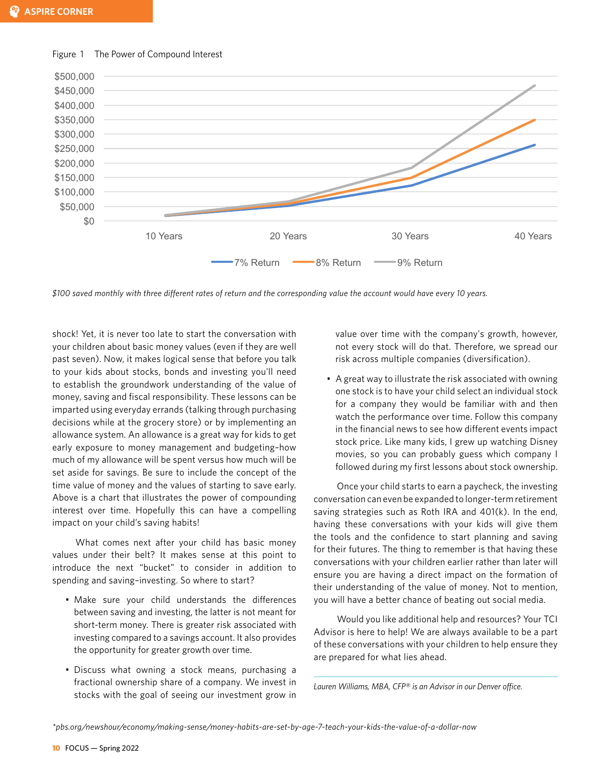Figure 1 The Power of Compound Interest

*$100 saved monthly with three different rates of return and the corresponding value the account would have every 10 years.*

shock! Yet, it is never too late to start the conversation with your children about basic money values (even if they are well past seven). Now, it makes logical sense that before you talk to your kids about stocks, bonds and investing you'll need to establish the groundwork understanding of the value of money, saving and fiscal responsibility. These lessons can be imparted using everyday errands (talking through purchasing decisions while at the grocery store) or by implementing an allowance system. An allowance is a great way for kids to get early exposure to money management and budgeting–how much of my allowance will be spent versus how much will be set aside for savings. Be sure to include the concept of the time value of money and the values of starting to save early. Above is a chart that illustrates the power of compounding interest over time. Hopefully this can have a compelling impact on your child's saving habits!

What comes next after your child has basic money values under their belt? It makes sense at this point to introduce the next "bucket" to consider in addition to spending and saving–investing. So where to start?

- Make sure your child understands the differences between saving and investing, the latter is not meant for short-term money. There is greater risk associated with investing compared to a savings account. It also provides the opportunity for greater growth over time.
- Discuss what owning a stock means, purchasing a fractional ownership share of a company. We invest in stocks with the goal of seeing our investment grow in value over time with the company's growth, however, not every stock will do that. Therefore, we spread our risk across multiple companies (diversification).
- A great way to illustrate the risk associated with owning one stock is to have your child select an individual stock for a company they would be familiar with and then watch the performance over time. Follow this company in the financial news to see how different events impact stock price. Like many kids, I grew up watching Disney movies, so you can probably guess which company I followed during my first lessons about stock ownership.

Once your child starts to earn a paycheck, the investing conversation can even be expanded to longer-term retirement saving strategies such as Roth IRA and 401(k). In the end, having these conversations with your kids will give them the tools and the confidence to start planning and saving for their futures. The thing to remember is that having these conversations with your children earlier rather than later will ensure you are having a direct impact on the formation of their understanding of the value of money. Not to mention, you will have a better chance of beating out social media.

Would you like additional help and resources? Your TCI Advisor is here to help! We are always available to be a part of these conversations with your children to help ensure they are prepared for what lies ahead.

*Lauren Williams, MBA, CFP® is an Advisor in our Denver office.*

*pbs.org/newshour/economy/making-sense/money-habits-are-set-by-age-7-teach-your-kids-the-value-of-a-dollar-now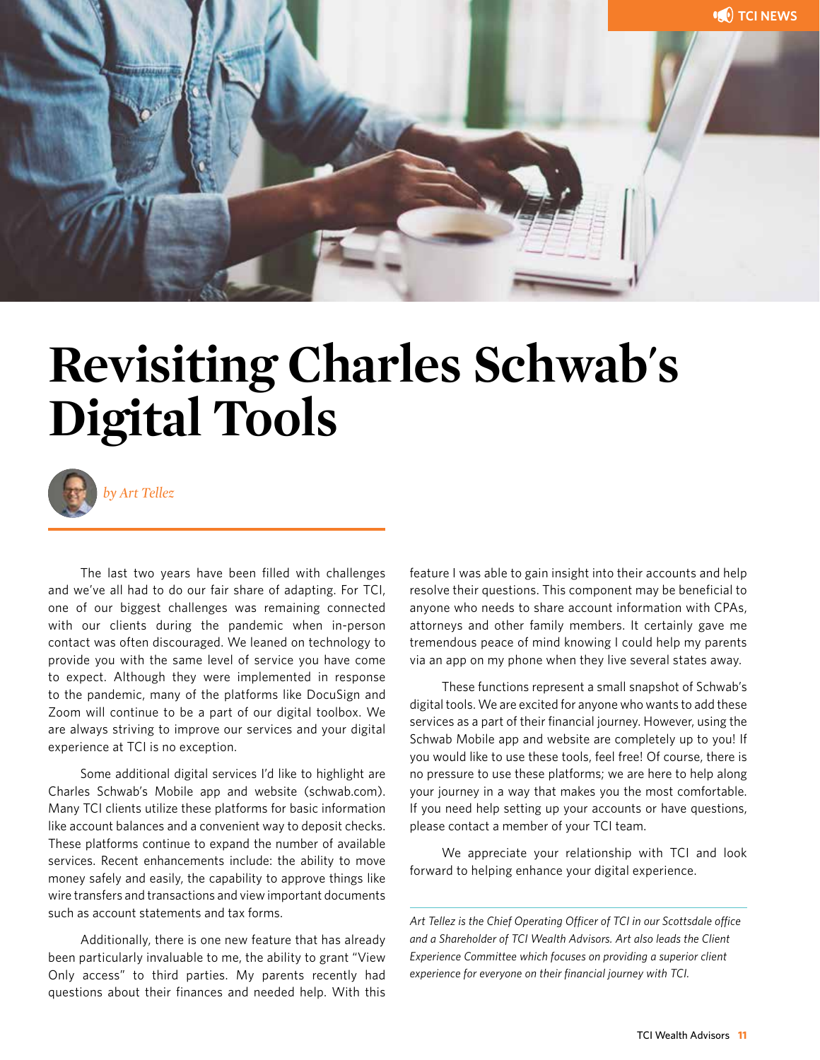# Revisiting Charles Schwab's Digital Tools

*by Art Tellez*

The last two years have been filled with challenges and we've all had to do our fair share of adapting. For TCI, one of our biggest challenges was remaining connected with our clients during the pandemic when in-person contact was often discouraged. We leaned on technology to provide you with the same level of service you have come to expect. Although they were implemented in response to the pandemic, many of the platforms like DocuSign and Zoom will continue to be a part of our digital toolbox. We are always striving to improve our services and your digital experience at TCI is no exception.

Some additional digital services I'd like to highlight are Charles Schwab's Mobile app and website (schwab.com). Many TCI clients utilize these platforms for basic information like account balances and a convenient way to deposit checks. These platforms continue to expand the number of available services. Recent enhancements include: the ability to move money safely and easily, the capability to approve things like wire transfers and transactions and view important documents such as account statements and tax forms.

Additionally, there is one new feature that has already been particularly invaluable to me, the ability to grant "View Only access" to third parties. My parents recently had questions about their finances and needed help. With this feature I was able to gain insight into their accounts and help resolve their questions. This component may be beneficial to anyone who needs to share account information with CPAs, attorneys and other family members. It certainly gave me tremendous peace of mind knowing I could help my parents via an app on my phone when they live several states away.

These functions represent a small snapshot of Schwab's digital tools. We are excited for anyone who wants to add these services as a part of their financial journey. However, using the Schwab Mobile app and website are completely up to you! If you would like to use these tools, feel free! Of course, there is no pressure to use these platforms; we are here to help along your journey in a way that makes you the most comfortable. If you need help setting up your accounts or have questions, please contact a member of your TCI team.

We appreciate your relationship with TCI and look forward to helping enhance your digital experience.

*Art Tellez is the Chief Operating Officer of TCI in our Scottsdale office and a Shareholder of TCI Wealth Advisors. Art also leads the Client Experience Committee which focuses on providing a superior client experience for everyone on their financial journey with TCI.*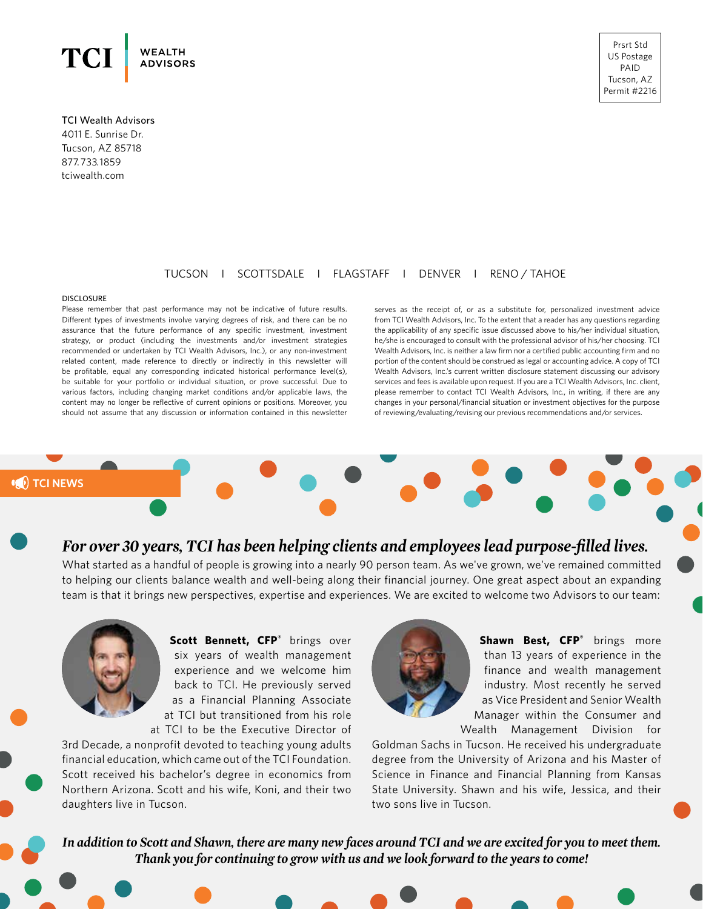TCI | WEALTH ADVISORS

Prsrt Std
US Postage
PAID
Tucson, AZ
Permit #2216

TCI Wealth Advisors
4011 E. Sunrise Dr.
Tucson, AZ 85718
877.733.1859
tciwealth.com

TUCSON I SCOTTSDALE I FLAGSTAFF I DENVER I RENO / TAHOE

DISCLOSURE

Please remember that past performance may not be indicative of future results. Different types of investments involve varying degrees of risk, and there can be no assurance that the future performance of any specific investment, investment strategy, or product (including the investments and/or investment strategies recommended or undertaken by TCI Wealth Advisors, Inc.), or any non-investment related content, made reference to directly or indirectly in this newsletter will be profitable, equal any corresponding indicated historical performance level(s), be suitable for your portfolio or individual situation, or prove successful. Due to various factors, including changing market conditions and/or applicable laws, the content may no longer be reflective of current opinions or positions. Moreover, you should not assume that any discussion or information contained in this newsletter serves as the receipt of, or as a substitute for, personalized investment advice from TCI Wealth Advisors, Inc. To the extent that a reader has any questions regarding the applicability of any specific issue discussed above to his/her individual situation, he/she is encouraged to consult with the professional advisor of his/her choosing. TCI Wealth Advisors, Inc. is neither a law firm nor a certified public accounting firm and no portion of the content should be construed as legal or accounting advice. A copy of TCI Wealth Advisors, Inc.'s current written disclosure statement discussing our advisory services and fees is available upon request. If you are a TCI Wealth Advisors, Inc. client, please remember to contact TCI Wealth Advisors, Inc., in writing, if there are any changes in your personal/financial situation or investment objectives for the purpose of reviewing/evaluating/revising our previous recommendations and/or services.

## TCI NEWS

### *For over 30 years, TCI has been helping clients and employees lead purpose-filled lives.*

What started as a handful of people is growing into a nearly 90 person team. As we've grown, we've remained committed to helping our clients balance wealth and well-being along their financial journey. One great aspect about an expanding team is that it brings new perspectives, expertise and experiences. We are excited to welcome two Advisors to our team:

**Scott Bennett, CFP®** brings over six years of wealth management experience and we welcome him back to TCI. He previously served as a Financial Planning Associate at TCI but transitioned from his role at TCI to be the Executive Director of 3rd Decade, a nonprofit devoted to teaching young adults financial education, which came out of the TCI Foundation. Scott received his bachelor's degree in economics from Northern Arizona. Scott and his wife, Koni, and their two daughters live in Tucson.

**Shawn Best, CFP®** brings more than 13 years of experience in the finance and wealth management industry. Most recently he served as Vice President and Senior Wealth Manager within the Consumer and Wealth Management Division for Goldman Sachs in Tucson. He received his undergraduate degree from the University of Arizona and his Master of Science in Finance and Financial Planning from Kansas State University. Shawn and his wife, Jessica, and their two sons live in Tucson.

***In addition to Scott and Shawn, there are many new faces around TCI and we are excited for you to meet them. Thank you for continuing to grow with us and we look forward to the years to come!***